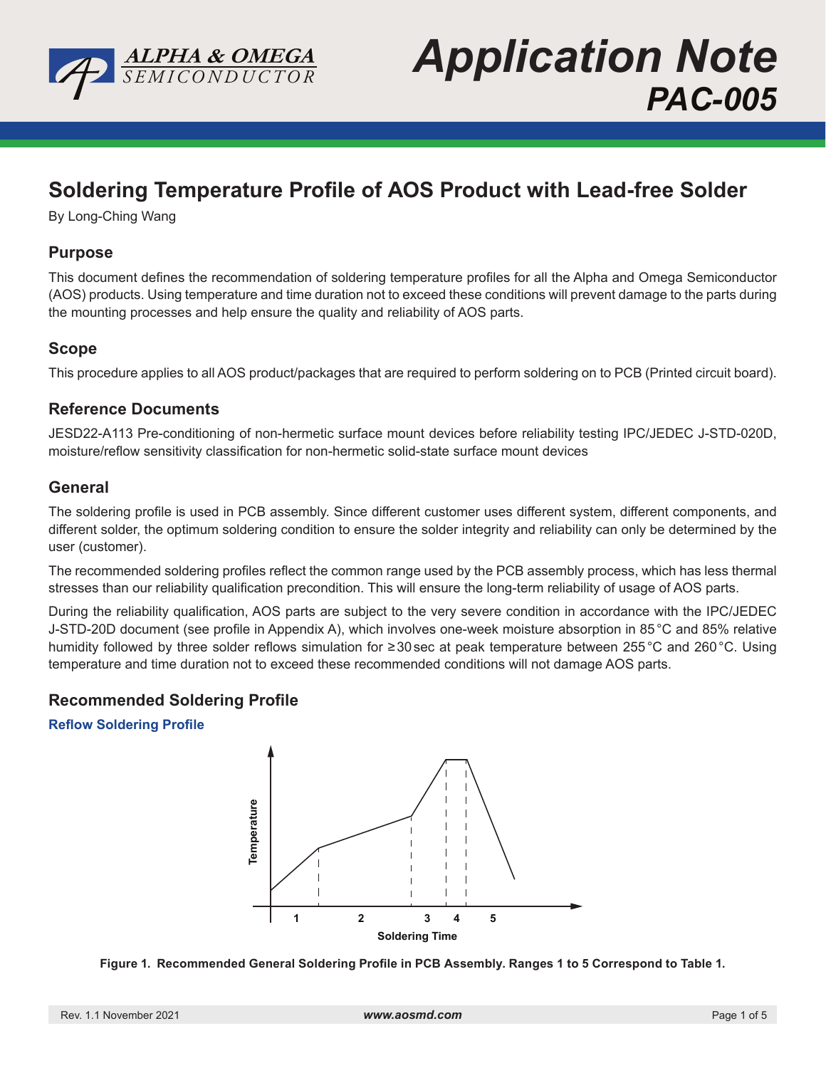# Soldering Temperature Profile of AOS Product with Lead-free Solder

By Long-Ching Wang

## Purpose

This document defines the recommendation of soldering temperature profiles for all the Alpha and Omega Semiconductor (AOS) products. Using temperature and time duration not to exceed these conditions will prevent damage to the parts during the mounting processes and help ensure the quality and reliability of AOS parts.

## Scope

This procedure applies to all AOS product/packages that are required to perform soldering on to PCB (Printed circuit board).

## Reference Documents

JESD22-A113 Pre-conditioning of non-hermetic surface mount devices before reliability testing IPC/JEDEC J-STD-020D, moisture/reflow sensitivity classification for non-hermetic solid-state surface mount devices

## General

The soldering profile is used in PCB assembly. Since different customer uses different system, different components, and different solder, the optimum soldering condition to ensure the solder integrity and reliability can only be determined by the user (customer).

The recommended soldering profiles reflect the common range used by the PCB assembly process, which has less thermal stresses than our reliability qualification precondition. This will ensure the long-term reliability of usage of AOS parts.

During the reliability qualification, AOS parts are subject to the very severe condition in accordance with the IPC/JEDEC J-STD-20D document (see profile in Appendix A), which involves one-week moisture absorption in 85 °C and 85% relative humidity followed by three solder reflows simulation for ≥30 sec at peak temperature between 255 °C and 260 °C. Using temperature and time duration not to exceed these recommended conditions will not damage AOS parts.

## Recommended Soldering Profile

### Reflow Soldering Profile

Figure 1. Recommended General Soldering Profile in PCB Assembly. Ranges 1 to 5 Correspond to Table 1.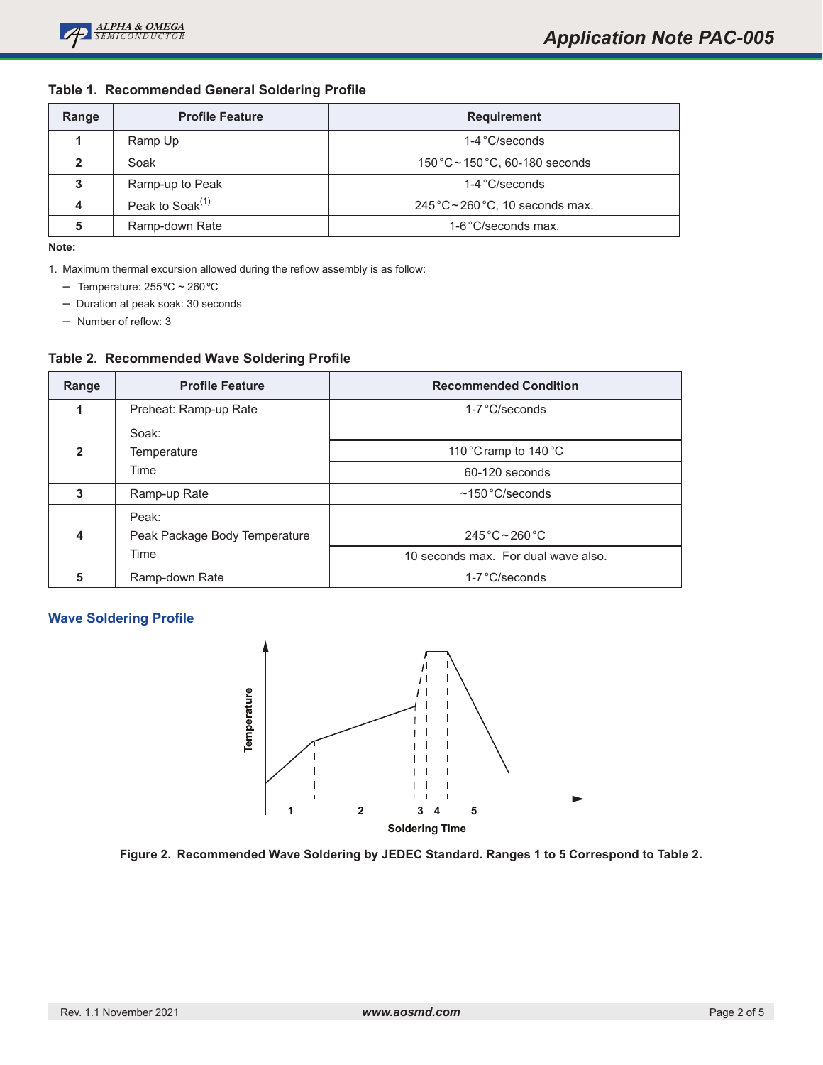### Table 1. Recommended General Soldering Profile

| Range | Profile Feature | Requirement |
|---|---|---|
| 1 | Ramp Up | 1-4 °C/seconds |
| 2 | Soak | 150 °C ~ 150 °C, 60-180 seconds |
| 3 | Ramp-up to Peak | 1-4 °C/seconds |
| 4 | Peak to Soak[(1)] | 245 °C ~ 260 °C, 10 seconds max. |
| 5 | Ramp-down Rate | 1-6 °C/seconds max. |

**Note:**

1. Maximum thermal excursion allowed during the reflow assembly is as follow:
   - Temperature: 255 °C ~ 260 °C
   - Duration at peak soak: 30 seconds
   - Number of reflow: 3

### Table 2. Recommended Wave Soldering Profile

| Range | Profile Feature | Recommended Condition |
|---|---|---|
| 1 | Preheat: Ramp-up Rate | 1-7 °C/seconds |
| 2 | Soak: | |
| | Temperature | 110 °C ramp to 140 °C |
| | Time | 60-120 seconds |
| 3 | Ramp-up Rate | ~150 °C/seconds |
| 4 | Peak: | |
| | Peak Package Body Temperature | 245 °C ~ 260 °C |
| | Time | 10 seconds max. For dual wave also. |
| 5 | Ramp-down Rate | 1-7 °C/seconds |

### Wave Soldering Profile

Figure 2. Recommended Wave Soldering by JEDEC Standard. Ranges 1 to 5 Correspond to Table 2.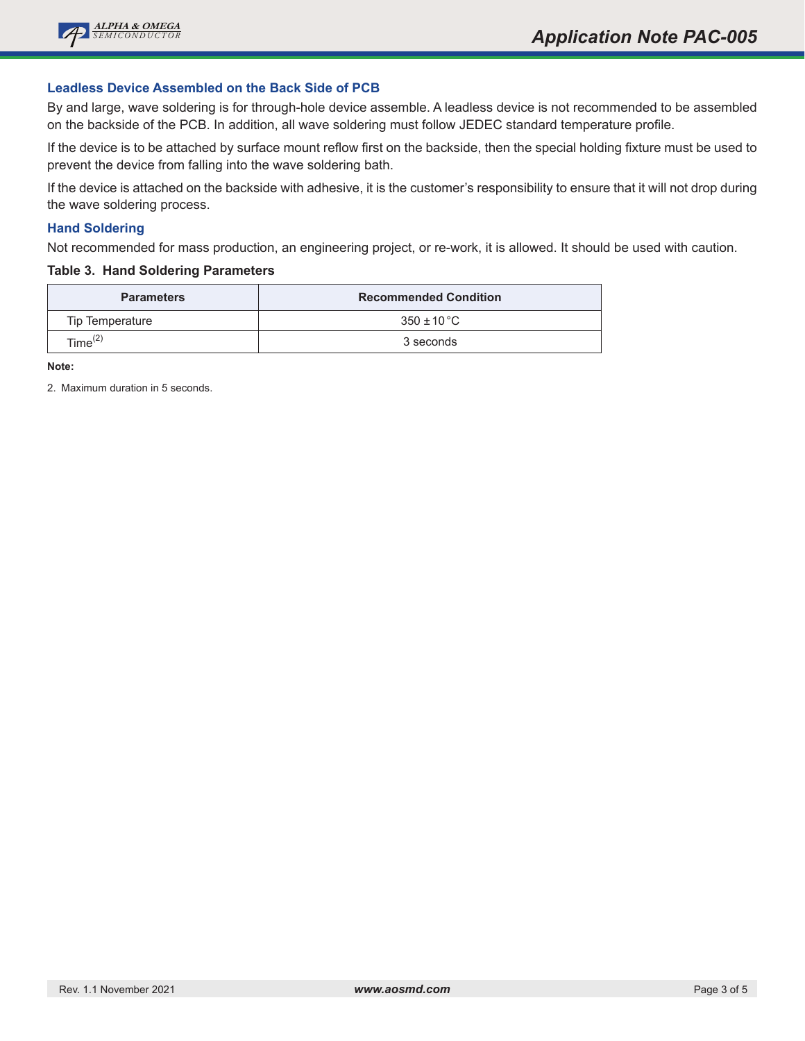### Leadless Device Assembled on the Back Side of PCB

By and large, wave soldering is for through-hole device assemble. A leadless device is not recommended to be assembled on the backside of the PCB. In addition, all wave soldering must follow JEDEC standard temperature profile.

If the device is to be attached by surface mount reflow first on the backside, then the special holding fixture must be used to prevent the device from falling into the wave soldering bath.

If the device is attached on the backside with adhesive, it is the customer's responsibility to ensure that it will not drop during the wave soldering process.

### Hand Soldering

Not recommended for mass production, an engineering project, or re-work, it is allowed. It should be used with caution.

**Table 3. Hand Soldering Parameters**

| Parameters | Recommended Condition |
|---|---|
| Tip Temperature | 350 ± 10 °C |
| Time[2] | 3 seconds |

**Note:**

2. Maximum duration in 5 seconds.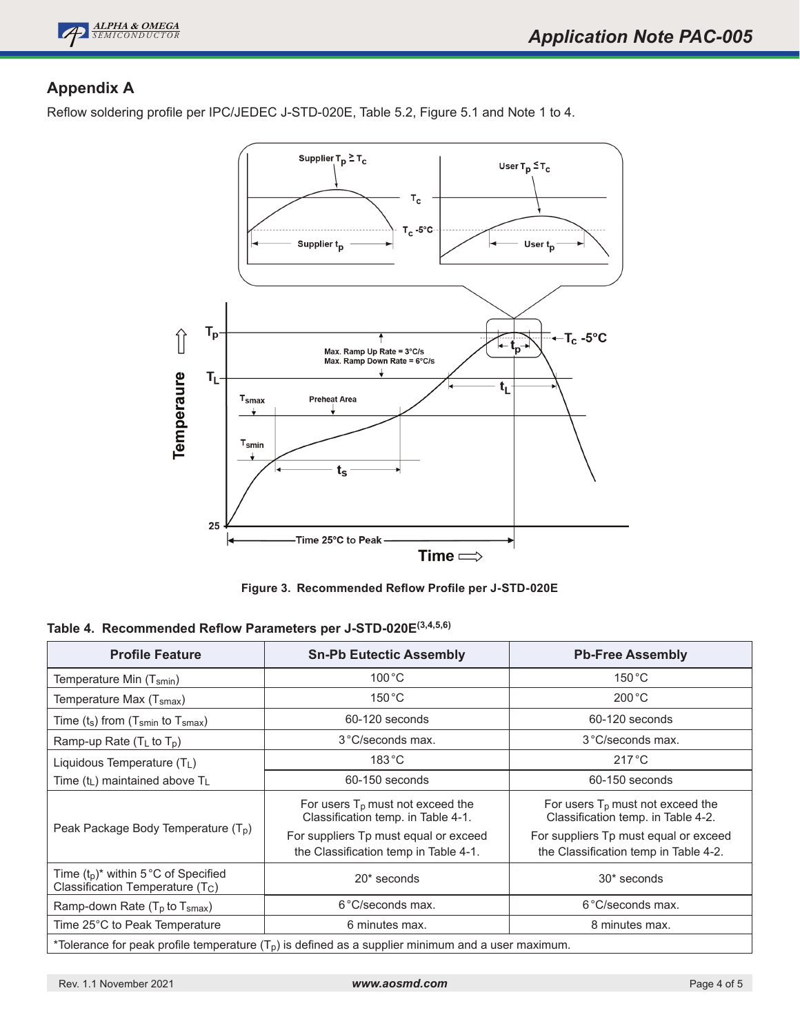## Appendix A

Reflow soldering profile per IPC/JEDEC J-STD-020E, Table 5.2, Figure 5.1 and Note 1 to 4.

**Figure 3. Recommended Reflow Profile per J-STD-020E**

**Table 4. Recommended Reflow Parameters per J-STD-020E[3,4,5,6]**

| Profile Feature | Sn-Pb Eutectic Assembly | Pb-Free Assembly |
|---|---|---|
| Temperature Min ($T_{smin}$) | 100 °C | 150 °C |
| Temperature Max ($T_{smax}$) | 150 °C | 200 °C |
| Time ($t_s$) from ($T_{smin}$ to $T_{smax}$) | 60-120 seconds | 60-120 seconds |
| Ramp-up Rate ($T_L$ to $T_p$) | 3 °C/seconds max. | 3 °C/seconds max. |
| Liquidous Temperature ($T_L$) | 183 °C | 217 °C |
| Time ($t_L$) maintained above $T_L$ | 60-150 seconds | 60-150 seconds |
| Peak Package Body Temperature ($T_p$) | For users $T_p$ must not exceed the Classification temp. in Table 4-1. For suppliers Tp must equal or exceed the Classification temp in Table 4-1. | For users $T_p$ must not exceed the Classification temp. in Table 4-2. For suppliers Tp must equal or exceed the Classification temp in Table 4-2. |
| Time ($t_p$)* within 5 °C of Specified Classification Temperature ($T_C$) | 20* seconds | 30* seconds |
| Ramp-down Rate ($T_p$ to $T_{smax}$) | 6 °C/seconds max. | 6 °C/seconds max. |
| Time 25°C to Peak Temperature | 6 minutes max. | 8 minutes max. |

*Tolerance for peak profile temperature ($T_p$) is defined as a supplier minimum and a user maximum.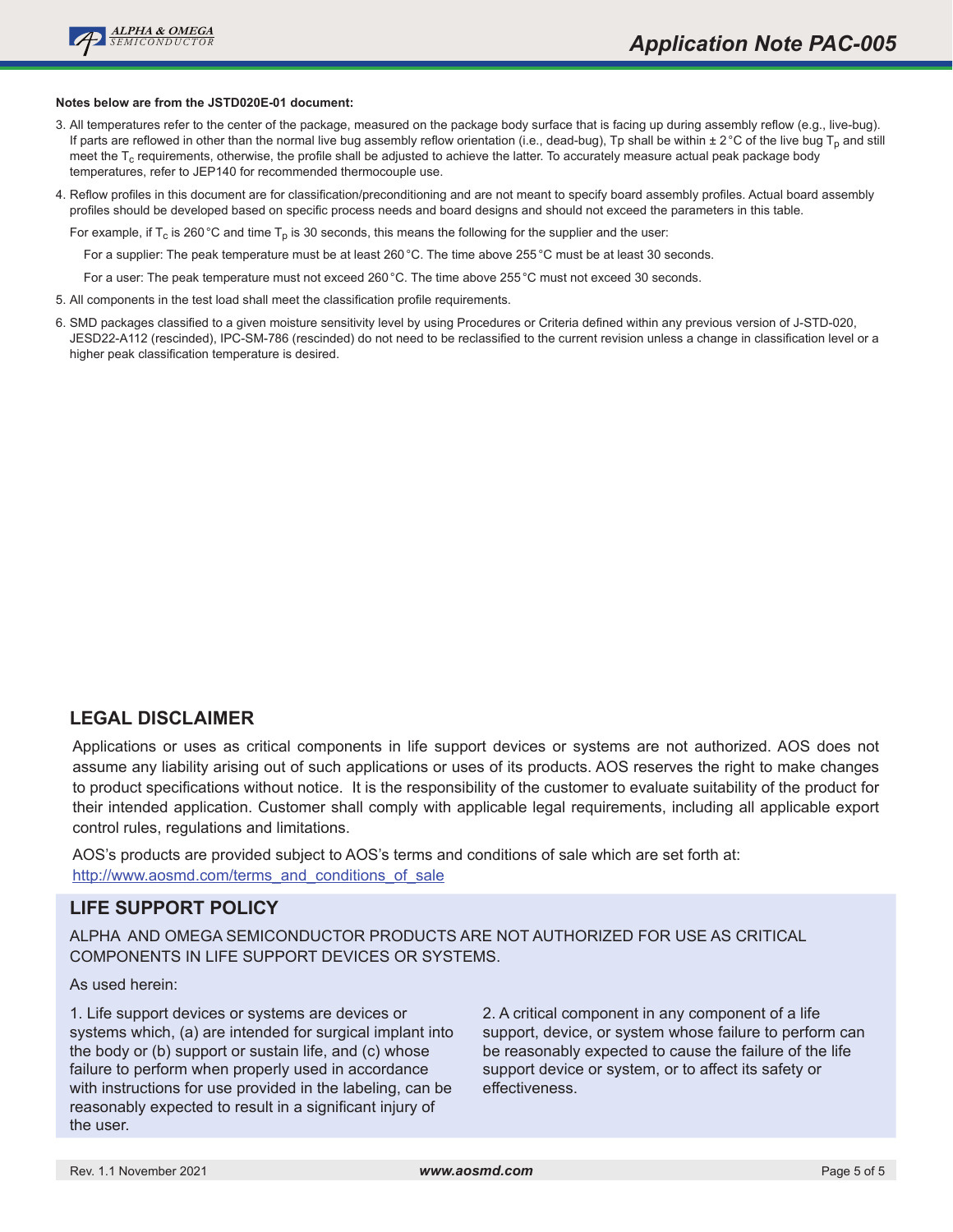**Notes below are from the JSTD020E-01 document:**

3. All temperatures refer to the center of the package, measured on the package body surface that is facing up during assembly reflow (e.g., live-bug). If parts are reflowed in other than the normal live bug assembly reflow orientation (i.e., dead-bug), Tp shall be within ± 2 °C of the live bug $T_p$ and still meet the $T_c$ requirements, otherwise, the profile shall be adjusted to achieve the latter. To accurately measure actual peak package body temperatures, refer to JEP140 for recommended thermocouple use.
4. Reflow profiles in this document are for classification/preconditioning and are not meant to specify board assembly profiles. Actual board assembly profiles should be developed based on specific process needs and board designs and should not exceed the parameters in this table.

   For example, if $T_c$ is 260 °C and time $T_p$ is 30 seconds, this means the following for the supplier and the user:

   For a supplier: The peak temperature must be at least 260 °C. The time above 255 °C must be at least 30 seconds.

   For a user: The peak temperature must not exceed 260 °C. The time above 255 °C must not exceed 30 seconds.
5. All components in the test load shall meet the classification profile requirements.
6. SMD packages classified to a given moisture sensitivity level by using Procedures or Criteria defined within any previous version of J-STD-020, JESD22-A112 (rescinded), IPC-SM-786 (rescinded) do not need to be reclassified to the current revision unless a change in classification level or a higher peak classification temperature is desired.

## LEGAL DISCLAIMER

Applications or uses as critical components in life support devices or systems are not authorized. AOS does not assume any liability arising out of such applications or uses of its products. AOS reserves the right to make changes to product specifications without notice. It is the responsibility of the customer to evaluate suitability of the product for their intended application. Customer shall comply with applicable legal requirements, including all applicable export control rules, regulations and limitations.

AOS's products are provided subject to AOS's terms and conditions of sale which are set forth at:
http://www.aosmd.com/terms_and_conditions_of_sale

## LIFE SUPPORT POLICY

ALPHA AND OMEGA SEMICONDUCTOR PRODUCTS ARE NOT AUTHORIZED FOR USE AS CRITICAL COMPONENTS IN LIFE SUPPORT DEVICES OR SYSTEMS.

As used herein:

1. Life support devices or systems are devices or systems which, (a) are intended for surgical implant into the body or (b) support or sustain life, and (c) whose failure to perform when properly used in accordance with instructions for use provided in the labeling, can be reasonably expected to result in a significant injury of the user.

2. A critical component in any component of a life support, device, or system whose failure to perform can be reasonably expected to cause the failure of the life support device or system, or to affect its safety or effectiveness.